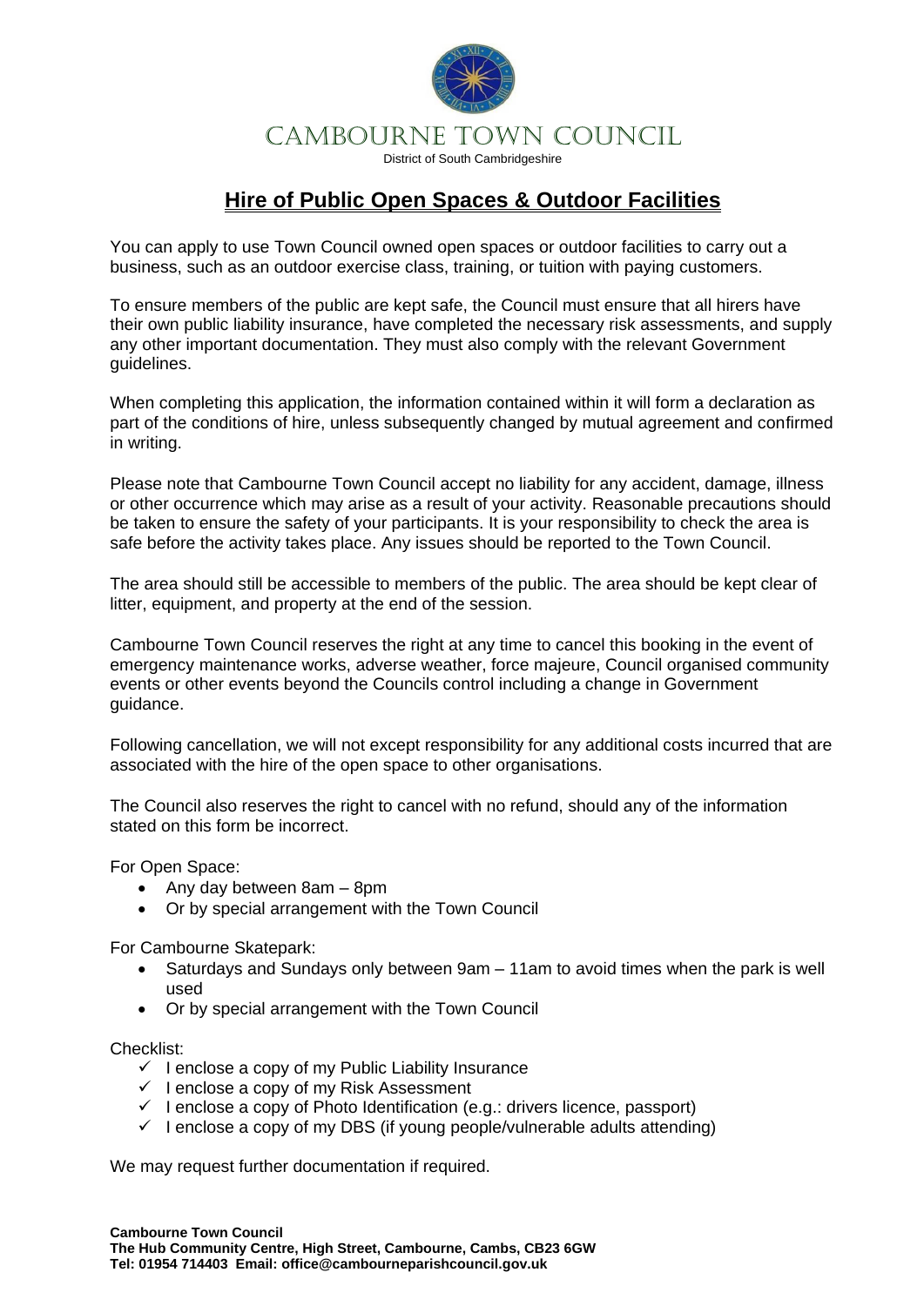# CAMBOURNE TOWN COUNCIL

District of South Cambridgeshire

## Hire of Public Open Spaces & Outdoor Facilities

You can apply to use Town Council owned open spaces or outdoor facilities to carry out a business, such as an outdoor exercise class, training, or tuition with paying customers.

To ensure members of the public are kept safe, the Council must ensure that all hirers have their own public liability insurance, have completed the necessary risk assessments, and supply any other important documentation. They must also comply with the relevant Government guidelines.

When completing this application, the information contained within it will form a declaration as part of the conditions of hire, unless subsequently changed by mutual agreement and confirmed in writing.

Please note that Cambourne Town Council accept no liability for any accident, damage, illness or other occurrence which may arise as a result of your activity. Reasonable precautions should be taken to ensure the safety of your participants. It is your responsibility to check the area is safe before the activity takes place. Any issues should be reported to the Town Council.

The area should still be accessible to members of the public. The area should be kept clear of litter, equipment, and property at the end of the session.

Cambourne Town Council reserves the right at any time to cancel this booking in the event of emergency maintenance works, adverse weather, force majeure, Council organised community events or other events beyond the Councils control including a change in Government guidance.

Following cancellation, we will not except responsibility for any additional costs incurred that are associated with the hire of the open space to other organisations.

The Council also reserves the right to cancel with no refund, should any of the information stated on this form be incorrect.

For Open Space:

- Any day between 8am – 8pm
- Or by special arrangement with the Town Council

For Cambourne Skatepark:

- Saturdays and Sundays only between 9am – 11am to avoid times when the park is well used
- Or by special arrangement with the Town Council

Checklist:

- ✓ I enclose a copy of my Public Liability Insurance
- ✓ I enclose a copy of my Risk Assessment
- ✓ I enclose a copy of Photo Identification (e.g.: drivers licence, passport)
- ✓ I enclose a copy of my DBS (if young people/vulnerable adults attending)

We may request further documentation if required.

**Cambourne Town Council**
**The Hub Community Centre, High Street, Cambourne, Cambs, CB23 6GW**
**Tel: 01954 714403 Email: office@cambourneparishcouncil.gov.uk**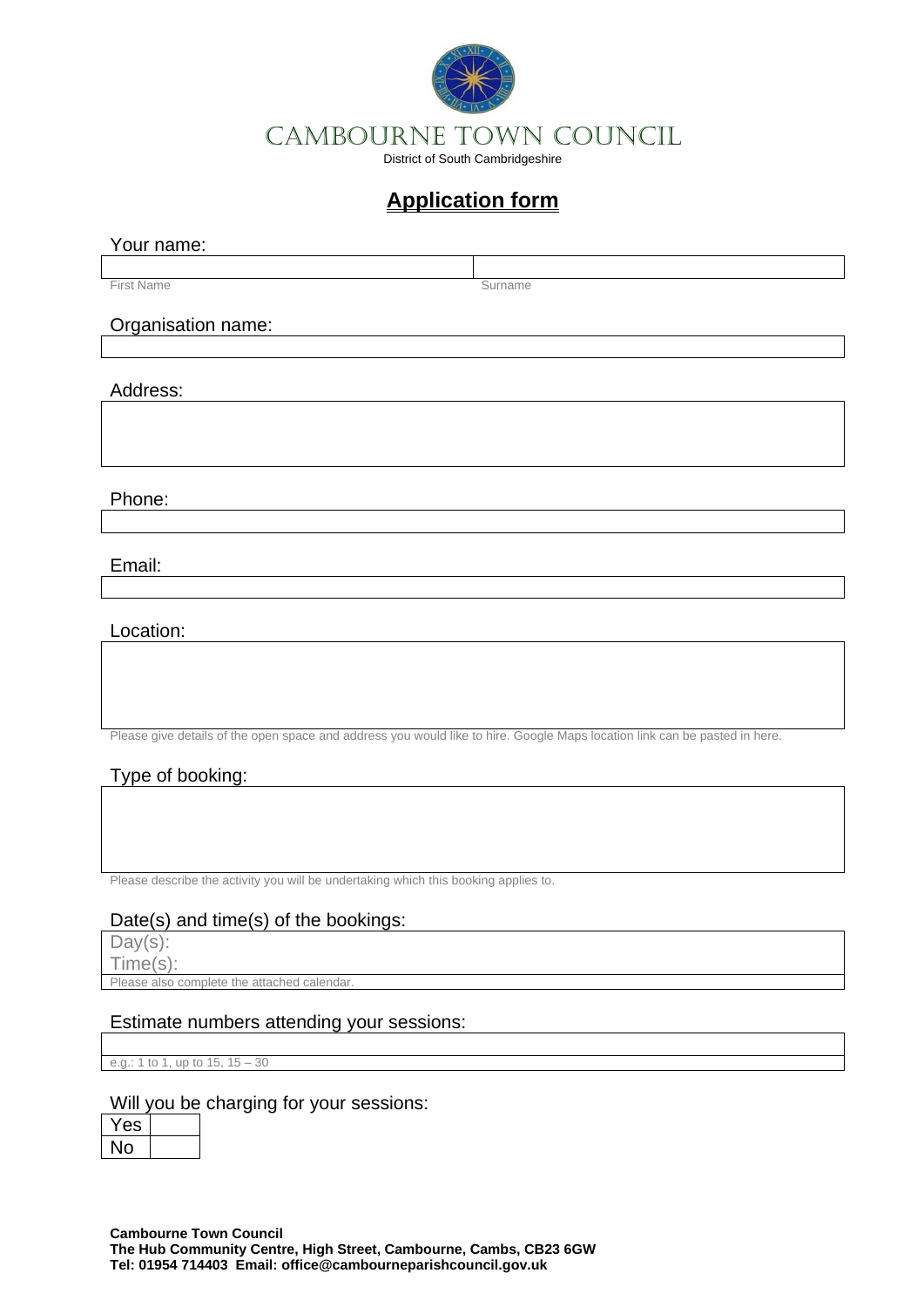# CAMBOURNE TOWN COUNCIL

District of South Cambridgeshire

## Application form

Your name:

| | |
|---|---|
| | |

First Name Surname

Organisation name:

Address:

Phone:

Email:

Location:

Please give details of the open space and address you would like to hire. Google Maps location link can be pasted in here.

Type of booking:

Please describe the activity you will be undertaking which this booking applies to.

Date(s) and time(s) of the bookings:

Day(s):
Time(s):

Please also complete the attached calendar.

Estimate numbers attending your sessions:

e.g.: 1 to 1, up to 15, 15 – 30

Will you be charging for your sessions:

| | |
|---|---|
| Yes | |
| No | |

**Cambourne Town Council**
**The Hub Community Centre, High Street, Cambourne, Cambs, CB23 6GW**
**Tel: 01954 714403 Email: office@cambourneparishcouncil.gov.uk**